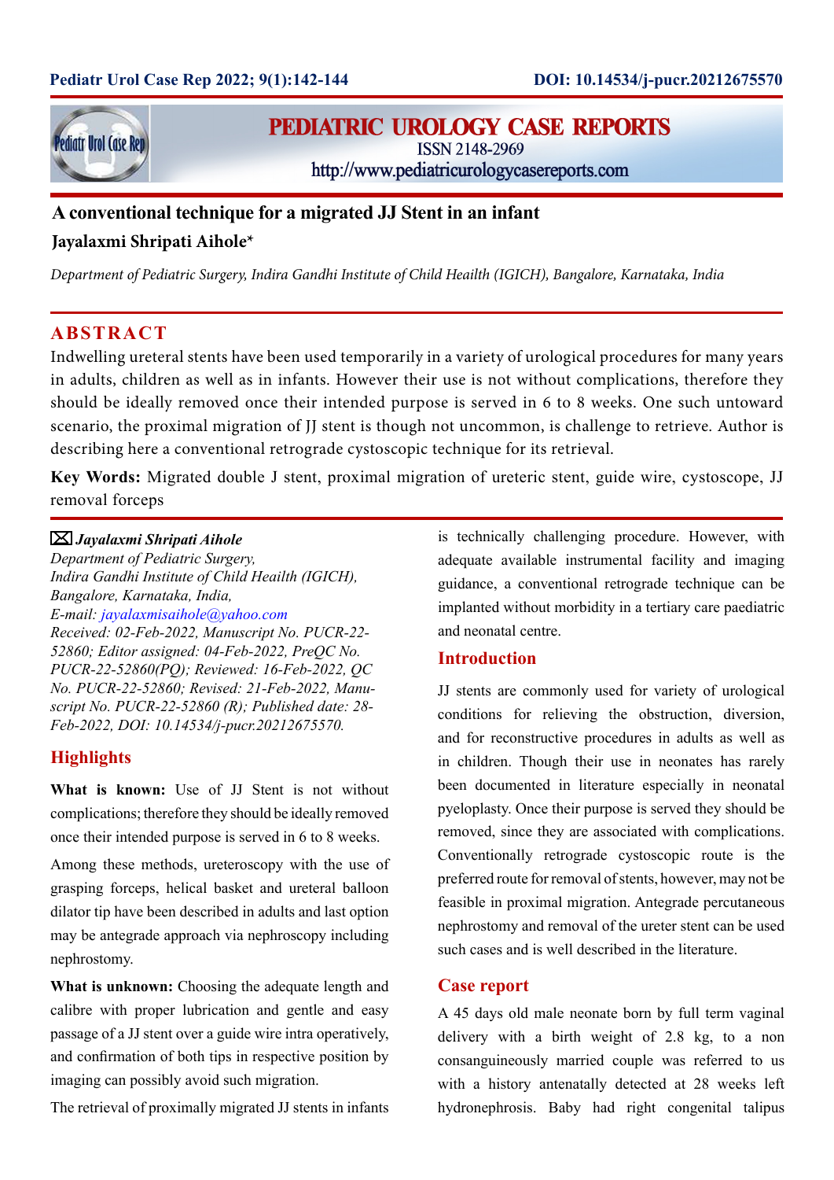# A conventional technique for a migrated JJ Stent in an infant

**Jayalaxmi Shripati Aihole***

*Department of Pediatric Surgery, Indira Gandhi Institute of Child Heailth (IGICH), Bangalore, Karnataka, India*

## ABSTRACT

Indwelling ureteral stents have been used temporarily in a variety of urological procedures for many years in adults, children as well as in infants. However their use is not without complications, therefore they should be ideally removed once their intended purpose is served in 6 to 8 weeks. One such untoward scenario, the proximal migration of JJ stent is though not uncommon, is challenge to retrieve. Author is describing here a conventional retrograde cystoscopic technique for its retrieval.

**Key Words:** Migrated double J stent, proximal migration of ureteric stent, guide wire, cystoscope, JJ removal forceps

✉ ***Jayalaxmi Shripati Aihole***
*Department of Pediatric Surgery,*
*Indira Gandhi Institute of Child Heailth (IGICH),*
*Bangalore, Karnataka, India,*
*E-mail: jayalaxmisaihole@yahoo.com*
*Received: 02-Feb-2022, Manuscript No. PUCR-22-52860; Editor assigned: 04-Feb-2022, PreQC No. PUCR-22-52860(PQ); Reviewed: 16-Feb-2022, QC No. PUCR-22-52860; Revised: 21-Feb-2022, Manuscript No. PUCR-22-52860 (R); Published date: 28-Feb-2022, DOI: 10.14534/j-pucr.20212675570.*

## Highlights

**What is known:** Use of JJ Stent is not without complications; therefore they should be ideally removed once their intended purpose is served in 6 to 8 weeks.

Among these methods, ureteroscopy with the use of grasping forceps, helical basket and ureteral balloon dilator tip have been described in adults and last option may be antegrade approach via nephroscopy including nephrostomy.

**What is unknown:** Choosing the adequate length and calibre with proper lubrication and gentle and easy passage of a JJ stent over a guide wire intra operatively, and confirmation of both tips in respective position by imaging can possibly avoid such migration.

The retrieval of proximally migrated JJ stents in infants is technically challenging procedure. However, with adequate available instrumental facility and imaging guidance, a conventional retrograde technique can be implanted without morbidity in a tertiary care paediatric and neonatal centre.

## Introduction

JJ stents are commonly used for variety of urological conditions for relieving the obstruction, diversion, and for reconstructive procedures in adults as well as in children. Though their use in neonates has rarely been documented in literature especially in neonatal pyeloplasty. Once their purpose is served they should be removed, since they are associated with complications. Conventionally retrograde cystoscopic route is the preferred route for removal of stents, however, may not be feasible in proximal migration. Antegrade percutaneous nephrostomy and removal of the ureter stent can be used such cases and is well described in the literature.

## Case report

A 45 days old male neonate born by full term vaginal delivery with a birth weight of 2.8 kg, to a non consanguineously married couple was referred to us with a history antenatally detected at 28 weeks left hydronephrosis. Baby had right congenital talipus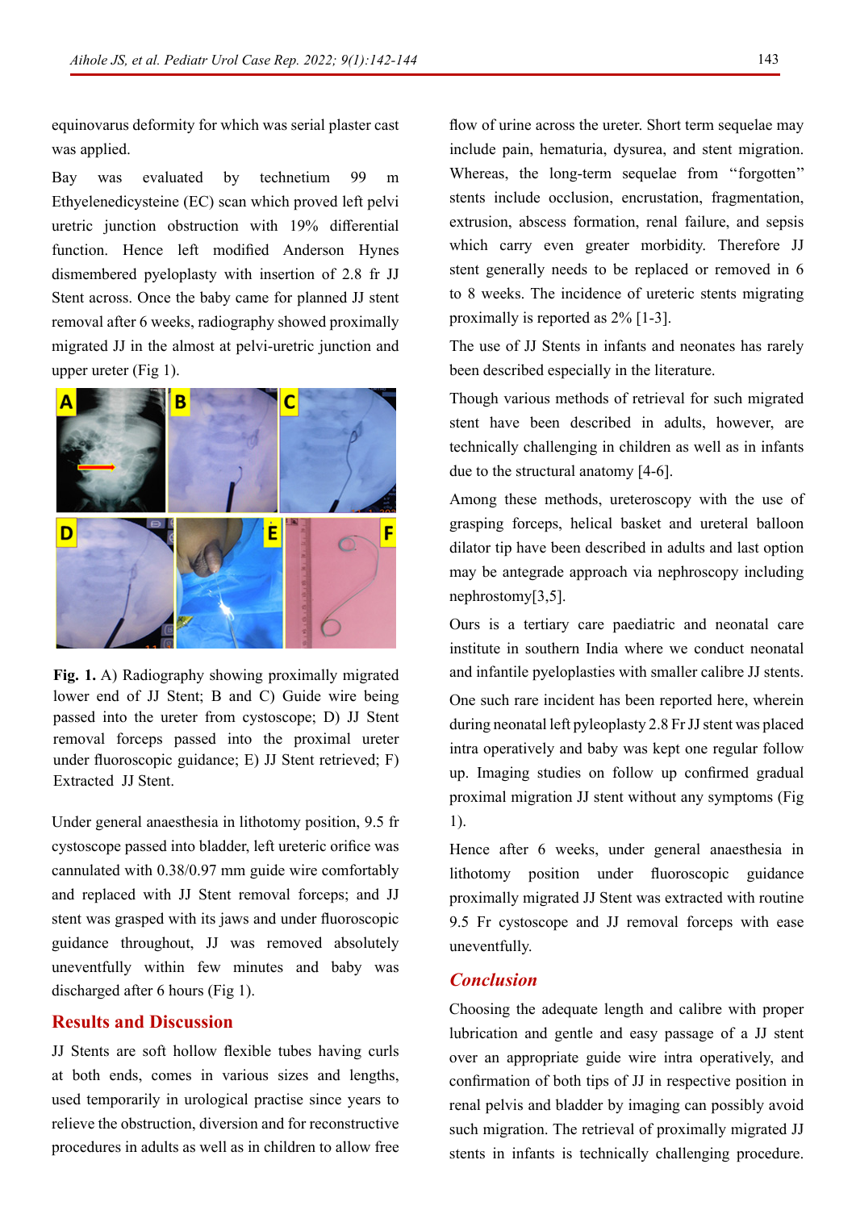equinovarus deformity for which was serial plaster cast was applied.

Bay was evaluated by technetium 99 m Ethyelenedicysteine (EC) scan which proved left pelvi uretric junction obstruction with 19% differential function. Hence left modified Anderson Hynes dismembered pyeloplasty with insertion of 2.8 fr JJ Stent across. Once the baby came for planned JJ stent removal after 6 weeks, radiography showed proximally migrated JJ in the almost at pelvi-uretric junction and upper ureter (Fig 1).

**Fig. 1.** A) Radiography showing proximally migrated lower end of JJ Stent; B and C) Guide wire being passed into the ureter from cystoscope; D) JJ Stent removal forceps passed into the proximal ureter under fluoroscopic guidance; E) JJ Stent retrieved; F) Extracted JJ Stent.

Under general anaesthesia in lithotomy position, 9.5 fr cystoscope passed into bladder, left ureteric orifice was cannulated with 0.38/0.97 mm guide wire comfortably and replaced with JJ Stent removal forceps; and JJ stent was grasped with its jaws and under fluoroscopic guidance throughout, JJ was removed absolutely uneventfully within few minutes and baby was discharged after 6 hours (Fig 1).

## Results and Discussion

JJ Stents are soft hollow flexible tubes having curls at both ends, comes in various sizes and lengths, used temporarily in urological practise since years to relieve the obstruction, diversion and for reconstructive procedures in adults as well as in children to allow free flow of urine across the ureter. Short term sequelae may include pain, hematuria, dysurea, and stent migration. Whereas, the long-term sequelae from "forgotten" stents include occlusion, encrustation, fragmentation, extrusion, abscess formation, renal failure, and sepsis which carry even greater morbidity. Therefore JJ stent generally needs to be replaced or removed in 6 to 8 weeks. The incidence of ureteric stents migrating proximally is reported as 2% [1-3].

The use of JJ Stents in infants and neonates has rarely been described especially in the literature.

Though various methods of retrieval for such migrated stent have been described in adults, however, are technically challenging in children as well as in infants due to the structural anatomy [4-6].

Among these methods, ureteroscopy with the use of grasping forceps, helical basket and ureteral balloon dilator tip have been described in adults and last option may be antegrade approach via nephroscopy including nephrostomy[3,5].

Ours is a tertiary care paediatric and neonatal care institute in southern India where we conduct neonatal and infantile pyeloplasties with smaller calibre JJ stents.

One such rare incident has been reported here, wherein during neonatal left pyleoplasty 2.8 Fr JJ stent was placed intra operatively and baby was kept one regular follow up. Imaging studies on follow up confirmed gradual proximal migration JJ stent without any symptoms (Fig 1).

Hence after 6 weeks, under general anaesthesia in lithotomy position under fluoroscopic guidance proximally migrated JJ Stent was extracted with routine 9.5 Fr cystoscope and JJ removal forceps with ease uneventfully.

## *Conclusion*

Choosing the adequate length and calibre with proper lubrication and gentle and easy passage of a JJ stent over an appropriate guide wire intra operatively, and confirmation of both tips of JJ in respective position in renal pelvis and bladder by imaging can possibly avoid such migration. The retrieval of proximally migrated JJ stents in infants is technically challenging procedure.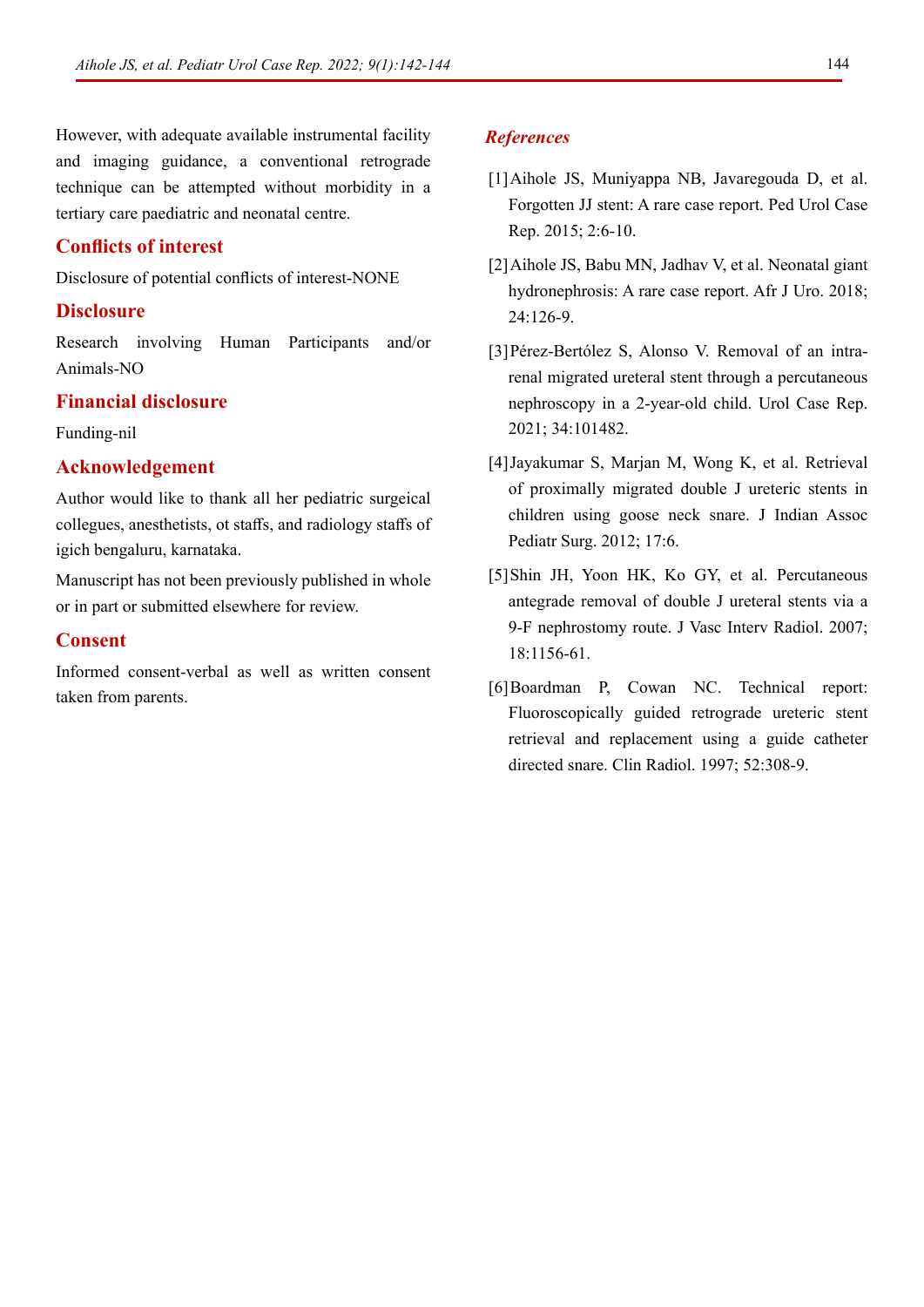However, with adequate available instrumental facility and imaging guidance, a conventional retrograde technique can be attempted without morbidity in a tertiary care paediatric and neonatal centre.

## Conflicts of interest

Disclosure of potential conflicts of interest-NONE

## Disclosure

Research involving Human Participants and/or Animals-NO

## Financial disclosure

Funding-nil

## Acknowledgement

Author would like to thank all her pediatric surgeical collegues, anesthetists, ot staffs, and radiology staffs of igich bengaluru, karnataka.

Manuscript has not been previously published in whole or in part or submitted elsewhere for review.

## Consent

Informed consent-verbal as well as written consent taken from parents.

## *References*

[1] Aihole JS, Muniyappa NB, Javaregouda D, et al. Forgotten JJ stent: A rare case report. Ped Urol Case Rep. 2015; 2:6-10.

[2] Aihole JS, Babu MN, Jadhav V, et al. Neonatal giant hydronephrosis: A rare case report. Afr J Uro. 2018; 24:126-9.

[3] Pérez-Bertólez S, Alonso V. Removal of an intra-renal migrated ureteral stent through a percutaneous nephroscopy in a 2-year-old child. Urol Case Rep. 2021; 34:101482.

[4] Jayakumar S, Marjan M, Wong K, et al. Retrieval of proximally migrated double J ureteric stents in children using goose neck snare. J Indian Assoc Pediatr Surg. 2012; 17:6.

[5] Shin JH, Yoon HK, Ko GY, et al. Percutaneous antegrade removal of double J ureteral stents via a 9-F nephrostomy route. J Vasc Interv Radiol. 2007; 18:1156-61.

[6] Boardman P, Cowan NC. Technical report: Fluoroscopically guided retrograde ureteric stent retrieval and replacement using a guide catheter directed snare. Clin Radiol. 1997; 52:308-9.